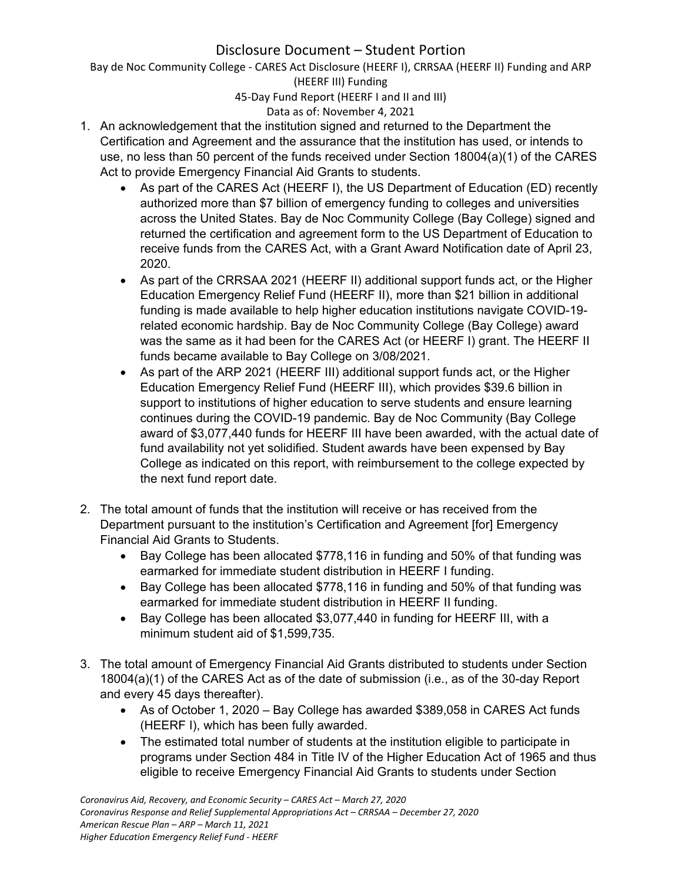# Disclosure Document – Student Portion

Bay de Noc Community College - CARES Act Disclosure (HEERF I), CRRSAA (HEERF II) Funding and ARP (HEERF III) Funding

45-Day Fund Report (HEERF I and II and III)

Data as of: November 4, 2021

1. An acknowledgement that the institution signed and returned to the Department the Certification and Agreement and the assurance that the institution has used, or intends to use, no less than 50 percent of the funds received under Section 18004(a)(1) of the CARES Act to provide Emergency Financial Aid Grants to students.
   - As part of the CARES Act (HEERF I), the US Department of Education (ED) recently authorized more than $7 billion of emergency funding to colleges and universities across the United States. Bay de Noc Community College (Bay College) signed and returned the certification and agreement form to the US Department of Education to receive funds from the CARES Act, with a Grant Award Notification date of April 23, 2020.
   - As part of the CRRSAA 2021 (HEERF II) additional support funds act, or the Higher Education Emergency Relief Fund (HEERF II), more than $21 billion in additional funding is made available to help higher education institutions navigate COVID-19-related economic hardship. Bay de Noc Community College (Bay College) award was the same as it had been for the CARES Act (or HEERF I) grant. The HEERF II funds became available to Bay College on 3/08/2021.
   - As part of the ARP 2021 (HEERF III) additional support funds act, or the Higher Education Emergency Relief Fund (HEERF III), which provides $39.6 billion in support to institutions of higher education to serve students and ensure learning continues during the COVID-19 pandemic. Bay de Noc Community (Bay College award of $3,077,440 funds for HEERF III have been awarded, with the actual date of fund availability not yet solidified. Student awards have been expensed by Bay College as indicated on this report, with reimbursement to the college expected by the next fund report date.

2. The total amount of funds that the institution will receive or has received from the Department pursuant to the institution's Certification and Agreement [for] Emergency Financial Aid Grants to Students.
   - Bay College has been allocated $778,116 in funding and 50% of that funding was earmarked for immediate student distribution in HEERF I funding.
   - Bay College has been allocated $778,116 in funding and 50% of that funding was earmarked for immediate student distribution in HEERF II funding.
   - Bay College has been allocated $3,077,440 in funding for HEERF III, with a minimum student aid of $1,599,735.

3. The total amount of Emergency Financial Aid Grants distributed to students under Section 18004(a)(1) of the CARES Act as of the date of submission (i.e., as of the 30-day Report and every 45 days thereafter).
   - As of October 1, 2020 – Bay College has awarded $389,058 in CARES Act funds (HEERF I), which has been fully awarded.
   - The estimated total number of students at the institution eligible to participate in programs under Section 484 in Title IV of the Higher Education Act of 1965 and thus eligible to receive Emergency Financial Aid Grants to students under Section

*Coronavirus Aid, Recovery, and Economic Security – CARES Act – March 27, 2020*
*Coronavirus Response and Relief Supplemental Appropriations Act – CRRSAA – December 27, 2020*
*American Rescue Plan – ARP – March 11, 2021*
*Higher Education Emergency Relief Fund - HEERF*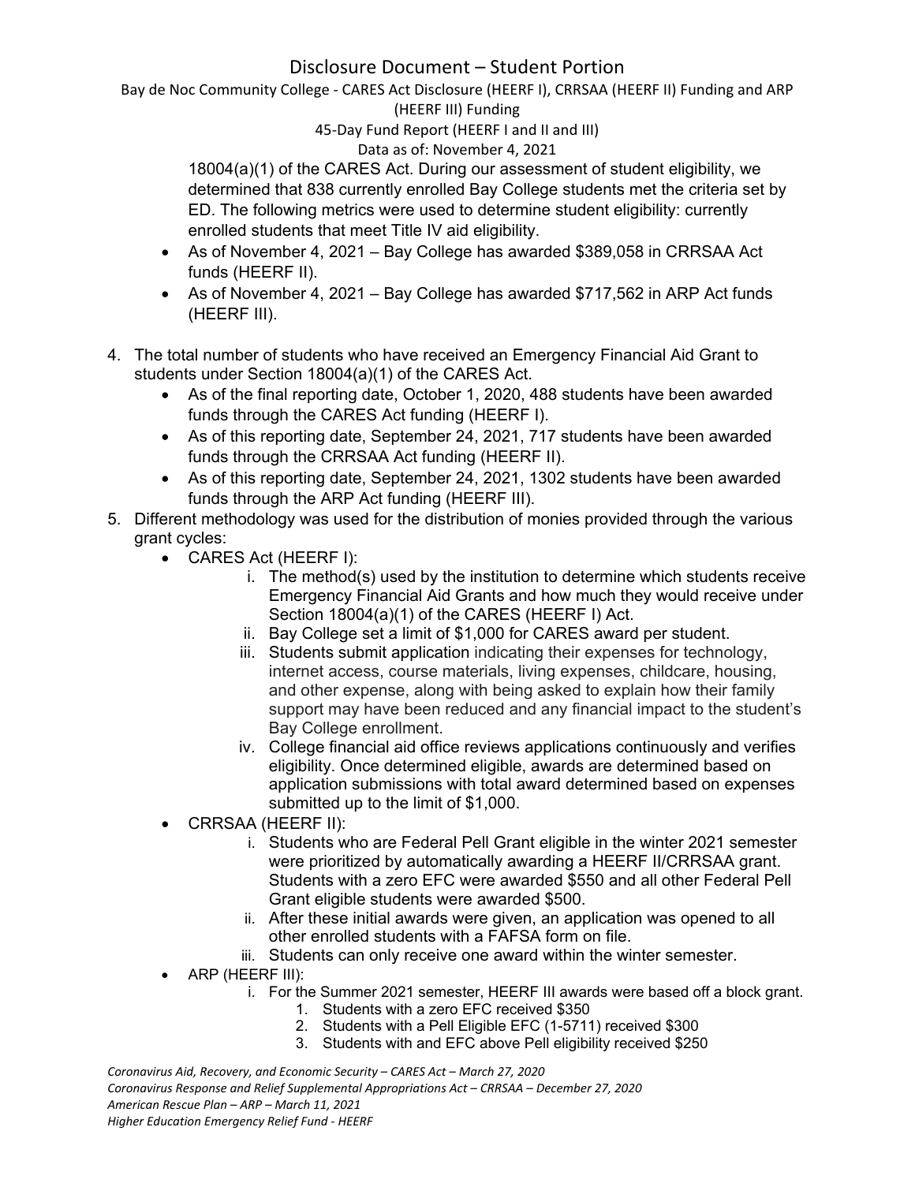18004(a)(1) of the CARES Act. During our assessment of student eligibility, we determined that 838 currently enrolled Bay College students met the criteria set by ED. The following metrics were used to determine student eligibility: currently enrolled students that meet Title IV aid eligibility.

- As of November 4, 2021 – Bay College has awarded $389,058 in CRRSAA Act funds (HEERF II).
- As of November 4, 2021 – Bay College has awarded $717,562 in ARP Act funds (HEERF III).

4. The total number of students who have received an Emergency Financial Aid Grant to students under Section 18004(a)(1) of the CARES Act.
   - As of the final reporting date, October 1, 2020, 488 students have been awarded funds through the CARES Act funding (HEERF I).
   - As of this reporting date, September 24, 2021, 717 students have been awarded funds through the CRRSAA Act funding (HEERF II).
   - As of this reporting date, September 24, 2021, 1302 students have been awarded funds through the ARP Act funding (HEERF III).
5. Different methodology was used for the distribution of monies provided through the various grant cycles:
   - CARES Act (HEERF I):
     i. The method(s) used by the institution to determine which students receive Emergency Financial Aid Grants and how much they would receive under Section 18004(a)(1) of the CARES (HEERF I) Act.
     ii. Bay College set a limit of $1,000 for CARES award per student.
     iii. Students submit application indicating their expenses for technology, internet access, course materials, living expenses, childcare, housing, and other expense, along with being asked to explain how their family support may have been reduced and any financial impact to the student's Bay College enrollment.
     iv. College financial aid office reviews applications continuously and verifies eligibility. Once determined eligible, awards are determined based on application submissions with total award determined based on expenses submitted up to the limit of $1,000.
   - CRRSAA (HEERF II):
     i. Students who are Federal Pell Grant eligible in the winter 2021 semester were prioritized by automatically awarding a HEERF II/CRRSAA grant. Students with a zero EFC were awarded $550 and all other Federal Pell Grant eligible students were awarded $500.
     ii. After these initial awards were given, an application was opened to all other enrolled students with a FAFSA form on file.
     iii. Students can only receive one award within the winter semester.
   - ARP (HEERF III):
     i. For the Summer 2021 semester, HEERF III awards were based off a block grant.
        1. Students with a zero EFC received $350
        2. Students with a Pell Eligible EFC (1-5711) received $300
        3. Students with and EFC above Pell eligibility received $250

*Coronavirus Aid, Recovery, and Economic Security – CARES Act – March 27, 2020*
*Coronavirus Response and Relief Supplemental Appropriations Act – CRRSAA – December 27, 2020*
*American Rescue Plan – ARP – March 11, 2021*
*Higher Education Emergency Relief Fund - HEERF*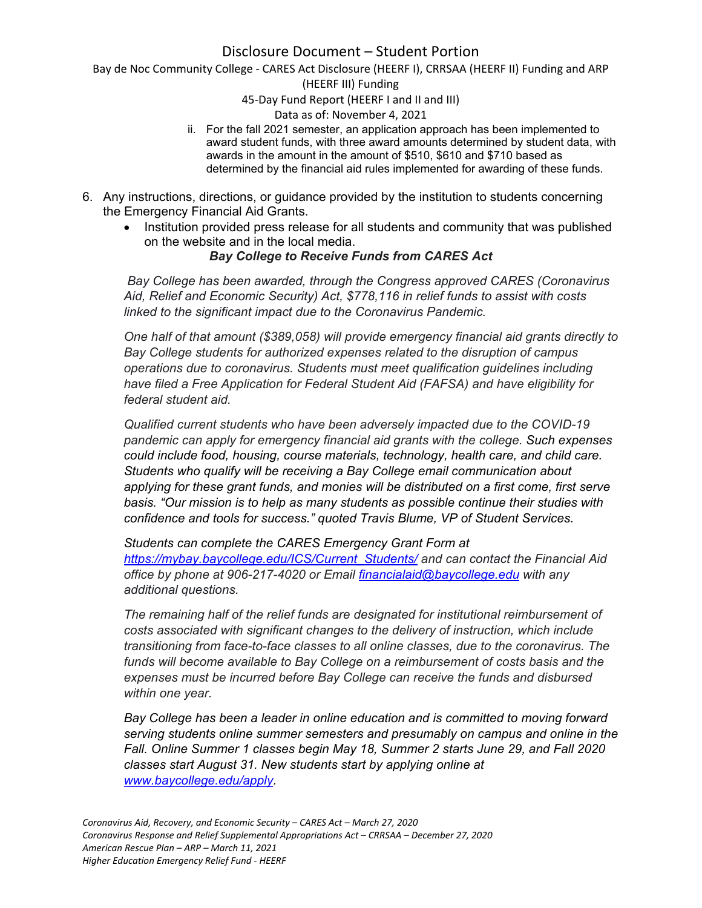ii. For the fall 2021 semester, an application approach has been implemented to award student funds, with three award amounts determined by student data, with awards in the amount in the amount of $510, $610 and $710 based as determined by the financial aid rules implemented for awarding of these funds.

6. Any instructions, directions, or guidance provided by the institution to students concerning the Emergency Financial Aid Grants.
   - Institution provided press release for all students and community that was published on the website and in the local media.

***Bay College to Receive Funds from CARES Act***

*Bay College has been awarded, through the Congress approved CARES (Coronavirus Aid, Relief and Economic Security) Act, $778,116 in relief funds to assist with costs linked to the significant impact due to the Coronavirus Pandemic.*

*One half of that amount ($389,058) will provide emergency financial aid grants directly to Bay College students for authorized expenses related to the disruption of campus operations due to coronavirus. Students must meet qualification guidelines including have filed a Free Application for Federal Student Aid (FAFSA) and have eligibility for federal student aid.*

*Qualified current students who have been adversely impacted due to the COVID-19 pandemic can apply for emergency financial aid grants with the college. Such expenses could include food, housing, course materials, technology, health care, and child care. Students who qualify will be receiving a Bay College email communication about applying for these grant funds, and monies will be distributed on a first come, first serve basis. "Our mission is to help as many students as possible continue their studies with confidence and tools for success." quoted Travis Blume, VP of Student Services.*

*Students can complete the CARES Emergency Grant Form at [https://mybay.baycollege.edu/ICS/Current_Students/](https://mybay.baycollege.edu/ICS/Current_Students/) and can contact the Financial Aid office by phone at 906-217-4020 or Email [financialaid@baycollege.edu](mailto:financialaid@baycollege.edu) with any additional questions.*

*The remaining half of the relief funds are designated for institutional reimbursement of costs associated with significant changes to the delivery of instruction, which include transitioning from face-to-face classes to all online classes, due to the coronavirus. The funds will become available to Bay College on a reimbursement of costs basis and the expenses must be incurred before Bay College can receive the funds and disbursed within one year.*

*Bay College has been a leader in online education and is committed to moving forward serving students online summer semesters and presumably on campus and online in the Fall. Online Summer 1 classes begin May 18, Summer 2 starts June 29, and Fall 2020 classes start August 31. New students start by applying online at [www.baycollege.edu/apply](http://www.baycollege.edu/apply).*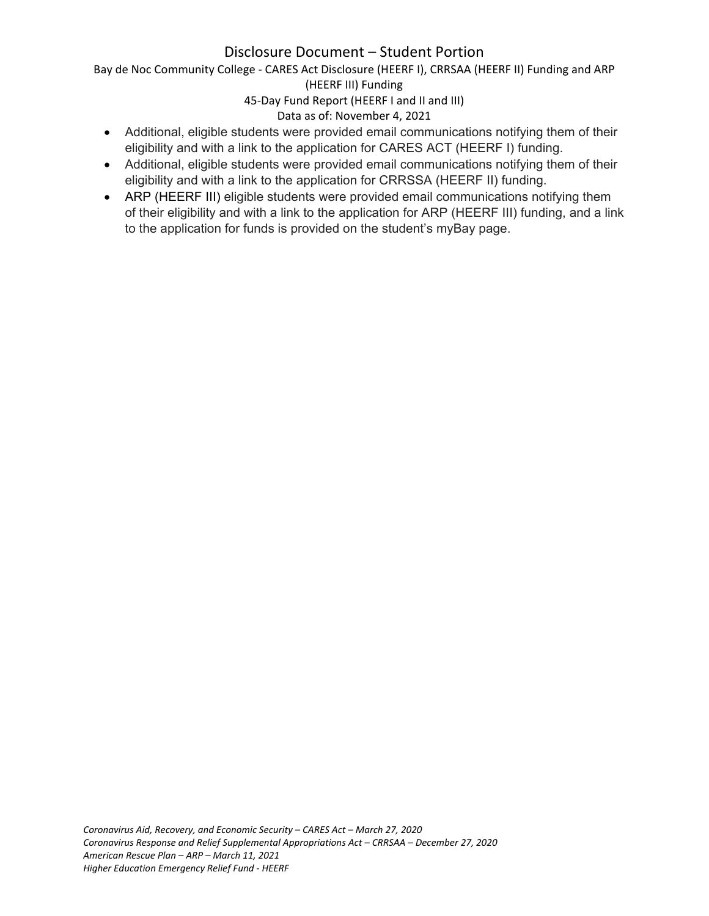# Disclosure Document – Student Portion

Bay de Noc Community College - CARES Act Disclosure (HEERF I), CRRSAA (HEERF II) Funding and ARP (HEERF III) Funding

45-Day Fund Report (HEERF I and II and III)

Data as of: November 4, 2021

- Additional, eligible students were provided email communications notifying them of their eligibility and with a link to the application for CARES ACT (HEERF I) funding.
- Additional, eligible students were provided email communications notifying them of their eligibility and with a link to the application for CRRSSA (HEERF II) funding.
- ARP (HEERF III) eligible students were provided email communications notifying them of their eligibility and with a link to the application for ARP (HEERF III) funding, and a link to the application for funds is provided on the student's myBay page.

*Coronavirus Aid, Recovery, and Economic Security – CARES Act – March 27, 2020*
*Coronavirus Response and Relief Supplemental Appropriations Act – CRRSAA – December 27, 2020*
*American Rescue Plan – ARP – March 11, 2021*
*Higher Education Emergency Relief Fund - HEERF*